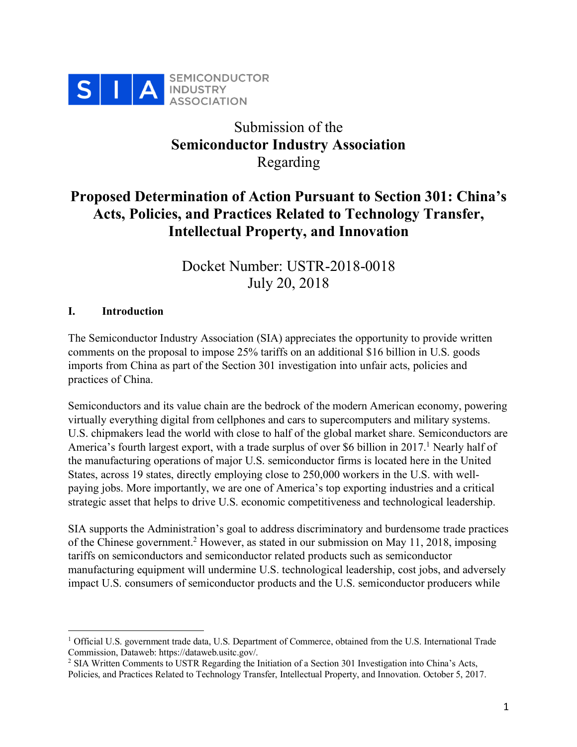SIA SEMICONDUCTOR INDUSTRY ASSOCIATION

Submission of the
**Semiconductor Industry Association**
Regarding

# Proposed Determination of Action Pursuant to Section 301: China's Acts, Policies, and Practices Related to Technology Transfer, Intellectual Property, and Innovation

Docket Number: USTR-2018-0018
July 20, 2018

## I. Introduction

The Semiconductor Industry Association (SIA) appreciates the opportunity to provide written comments on the proposal to impose 25% tariffs on an additional $16 billion in U.S. goods imports from China as part of the Section 301 investigation into unfair acts, policies and practices of China.

Semiconductors and its value chain are the bedrock of the modern American economy, powering virtually everything digital from cellphones and cars to supercomputers and military systems. U.S. chipmakers lead the world with close to half of the global market share. Semiconductors are America's fourth largest export, with a trade surplus of over $6 billion in 2017.[1] Nearly half of the manufacturing operations of major U.S. semiconductor firms is located here in the United States, across 19 states, directly employing close to 250,000 workers in the U.S. with well-paying jobs. More importantly, we are one of America's top exporting industries and a critical strategic asset that helps to drive U.S. economic competitiveness and technological leadership.

SIA supports the Administration's goal to address discriminatory and burdensome trade practices of the Chinese government.[2] However, as stated in our submission on May 11, 2018, imposing tariffs on semiconductors and semiconductor related products such as semiconductor manufacturing equipment will undermine U.S. technological leadership, cost jobs, and adversely impact U.S. consumers of semiconductor products and the U.S. semiconductor producers while

---

[1] Official U.S. government trade data, U.S. Department of Commerce, obtained from the U.S. International Trade Commission, Dataweb: https://dataweb.usitc.gov/.

[2] SIA Written Comments to USTR Regarding the Initiation of a Section 301 Investigation into China's Acts, Policies, and Practices Related to Technology Transfer, Intellectual Property, and Innovation. October 5, 2017.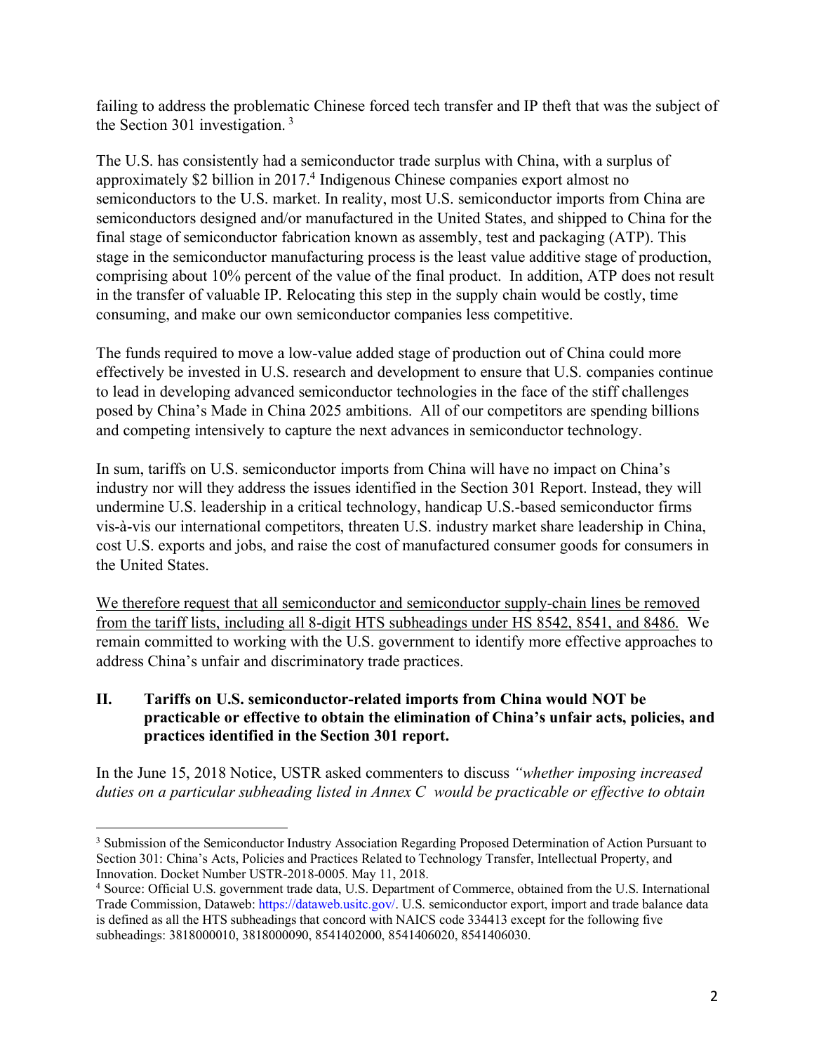failing to address the problematic Chinese forced tech transfer and IP theft that was the subject of the Section 301 investigation. [3]

The U.S. has consistently had a semiconductor trade surplus with China, with a surplus of approximately $2 billion in 2017.[4] Indigenous Chinese companies export almost no semiconductors to the U.S. market. In reality, most U.S. semiconductor imports from China are semiconductors designed and/or manufactured in the United States, and shipped to China for the final stage of semiconductor fabrication known as assembly, test and packaging (ATP). This stage in the semiconductor manufacturing process is the least value additive stage of production, comprising about 10% percent of the value of the final product. In addition, ATP does not result in the transfer of valuable IP. Relocating this step in the supply chain would be costly, time consuming, and make our own semiconductor companies less competitive.

The funds required to move a low-value added stage of production out of China could more effectively be invested in U.S. research and development to ensure that U.S. companies continue to lead in developing advanced semiconductor technologies in the face of the stiff challenges posed by China's Made in China 2025 ambitions. All of our competitors are spending billions and competing intensively to capture the next advances in semiconductor technology.

In sum, tariffs on U.S. semiconductor imports from China will have no impact on China's industry nor will they address the issues identified in the Section 301 Report. Instead, they will undermine U.S. leadership in a critical technology, handicap U.S.-based semiconductor firms vis-à-vis our international competitors, threaten U.S. industry market share leadership in China, cost U.S. exports and jobs, and raise the cost of manufactured consumer goods for consumers in the United States.

<u>We therefore request that all semiconductor and semiconductor supply-chain lines be removed from the tariff lists, including all 8-digit HTS subheadings under HS 8542, 8541, and 8486.</u> We remain committed to working with the U.S. government to identify more effective approaches to address China's unfair and discriminatory trade practices.

## II. Tariffs on U.S. semiconductor-related imports from China would NOT be practicable or effective to obtain the elimination of China's unfair acts, policies, and practices identified in the Section 301 report.

In the June 15, 2018 Notice, USTR asked commenters to discuss *"whether imposing increased duties on a particular subheading listed in Annex C would be practicable or effective to obtain*

---

[3] Submission of the Semiconductor Industry Association Regarding Proposed Determination of Action Pursuant to Section 301: China's Acts, Policies and Practices Related to Technology Transfer, Intellectual Property, and Innovation. Docket Number USTR-2018-0005. May 11, 2018.

[4] Source: Official U.S. government trade data, U.S. Department of Commerce, obtained from the U.S. International Trade Commission, Dataweb: https://dataweb.usitc.gov/. U.S. semiconductor export, import and trade balance data is defined as all the HTS subheadings that concord with NAICS code 334413 except for the following five subheadings: 3818000010, 3818000090, 8541402000, 8541406020, 8541406030.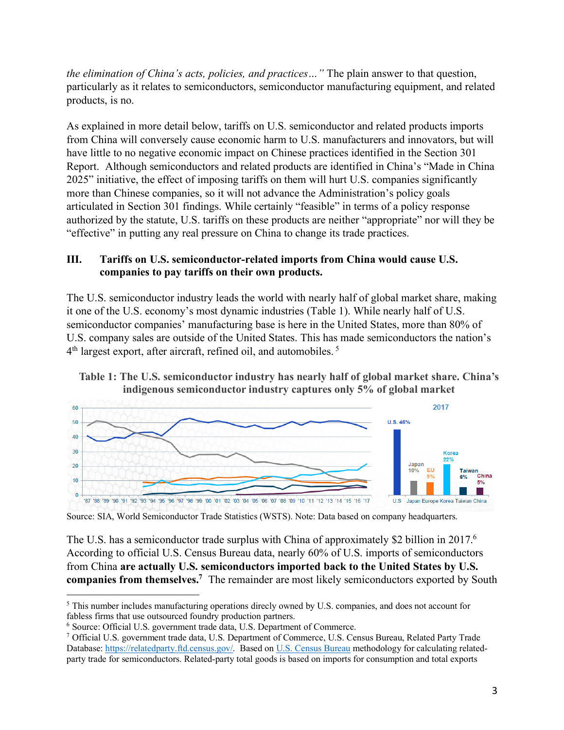*the elimination of China's acts, policies, and practices…"* The plain answer to that question, particularly as it relates to semiconductors, semiconductor manufacturing equipment, and related products, is no.

As explained in more detail below, tariffs on U.S. semiconductor and related products imports from China will conversely cause economic harm to U.S. manufacturers and innovators, but will have little to no negative economic impact on Chinese practices identified in the Section 301 Report. Although semiconductors and related products are identified in China's "Made in China 2025" initiative, the effect of imposing tariffs on them will hurt U.S. companies significantly more than Chinese companies, so it will not advance the Administration's policy goals articulated in Section 301 findings. While certainly "feasible" in terms of a policy response authorized by the statute, U.S. tariffs on these products are neither "appropriate" nor will they be "effective" in putting any real pressure on China to change its trade practices.

## III. Tariffs on U.S. semiconductor-related imports from China would cause U.S. companies to pay tariffs on their own products.

The U.S. semiconductor industry leads the world with nearly half of global market share, making it one of the U.S. economy's most dynamic industries (Table 1). While nearly half of U.S. semiconductor companies' manufacturing base is here in the United States, more than 80% of U.S. company sales are outside of the United States. This has made semiconductors the nation's 4th largest export, after aircraft, refined oil, and automobiles.[5]

**Table 1: The U.S. semiconductor industry has nearly half of global market share. China's indigenous semiconductor industry captures only 5% of global market**

2017

| U.S | Japan | Europe | Korea | Taiwan | China |
|---|---|---|---|---|---|
| 46% | 10% | 9% | 22% | 6% | 5% |

Source: SIA, World Semiconductor Trade Statistics (WSTS). Note: Data based on company headquarters.

The U.S. has a semiconductor trade surplus with China of approximately $2 billion in 2017.[6] According to official U.S. Census Bureau data, nearly 60% of U.S. imports of semiconductors from China **are actually U.S. semiconductors imported back to the United States by U.S. companies from themselves.**[7] The remainder are most likely semiconductors exported by South

---

[5] This number includes manufacturing operations direcly owned by U.S. companies, and does not account for fabless firms that use outsourced foundry production partners.

[6] Source: Official U.S. government trade data, U.S. Department of Commerce.

[7] Official U.S. government trade data, U.S. Department of Commerce, U.S. Census Bureau, Related Party Trade Database: https://relatedparty.ftd.census.gov/. Based on U.S. Census Bureau methodology for calculating related-party trade for semiconductors. Related-party total goods is based on imports for consumption and total exports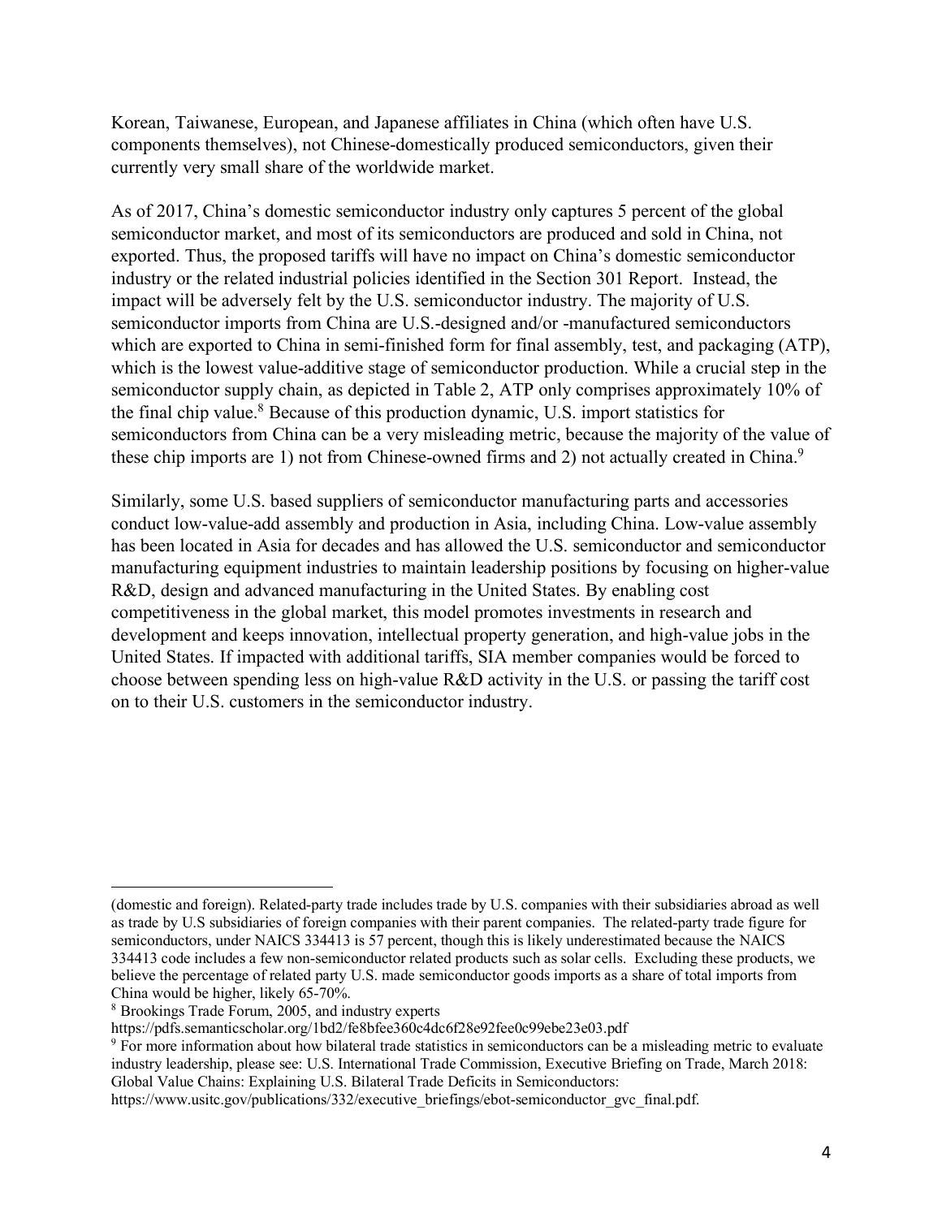Korean, Taiwanese, European, and Japanese affiliates in China (which often have U.S. components themselves), not Chinese-domestically produced semiconductors, given their currently very small share of the worldwide market.

As of 2017, China's domestic semiconductor industry only captures 5 percent of the global semiconductor market, and most of its semiconductors are produced and sold in China, not exported. Thus, the proposed tariffs will have no impact on China's domestic semiconductor industry or the related industrial policies identified in the Section 301 Report. Instead, the impact will be adversely felt by the U.S. semiconductor industry. The majority of U.S. semiconductor imports from China are U.S.-designed and/or -manufactured semiconductors which are exported to China in semi-finished form for final assembly, test, and packaging (ATP), which is the lowest value-additive stage of semiconductor production. While a crucial step in the semiconductor supply chain, as depicted in Table 2, ATP only comprises approximately 10% of the final chip value.[8] Because of this production dynamic, U.S. import statistics for semiconductors from China can be a very misleading metric, because the majority of the value of these chip imports are 1) not from Chinese-owned firms and 2) not actually created in China.[9]

Similarly, some U.S. based suppliers of semiconductor manufacturing parts and accessories conduct low-value-add assembly and production in Asia, including China. Low-value assembly has been located in Asia for decades and has allowed the U.S. semiconductor and semiconductor manufacturing equipment industries to maintain leadership positions by focusing on higher-value R&D, design and advanced manufacturing in the United States. By enabling cost competitiveness in the global market, this model promotes investments in research and development and keeps innovation, intellectual property generation, and high-value jobs in the United States. If impacted with additional tariffs, SIA member companies would be forced to choose between spending less on high-value R&D activity in the U.S. or passing the tariff cost on to their U.S. customers in the semiconductor industry.

---

(domestic and foreign). Related-party trade includes trade by U.S. companies with their subsidiaries abroad as well as trade by U.S subsidiaries of foreign companies with their parent companies. The related-party trade figure for semiconductors, under NAICS 334413 is 57 percent, though this is likely underestimated because the NAICS 334413 code includes a few non-semiconductor related products such as solar cells. Excluding these products, we believe the percentage of related party U.S. made semiconductor goods imports as a share of total imports from China would be higher, likely 65-70%.

[8] Brookings Trade Forum, 2005, and industry experts https://pdfs.semanticscholar.org/1bd2/fe8bfee360c4dc6f28e92fee0c99ebe23e03.pdf

[9] For more information about how bilateral trade statistics in semiconductors can be a misleading metric to evaluate industry leadership, please see: U.S. International Trade Commission, Executive Briefing on Trade, March 2018: Global Value Chains: Explaining U.S. Bilateral Trade Deficits in Semiconductors: https://www.usitc.gov/publications/332/executive_briefings/ebot-semiconductor_gvc_final.pdf.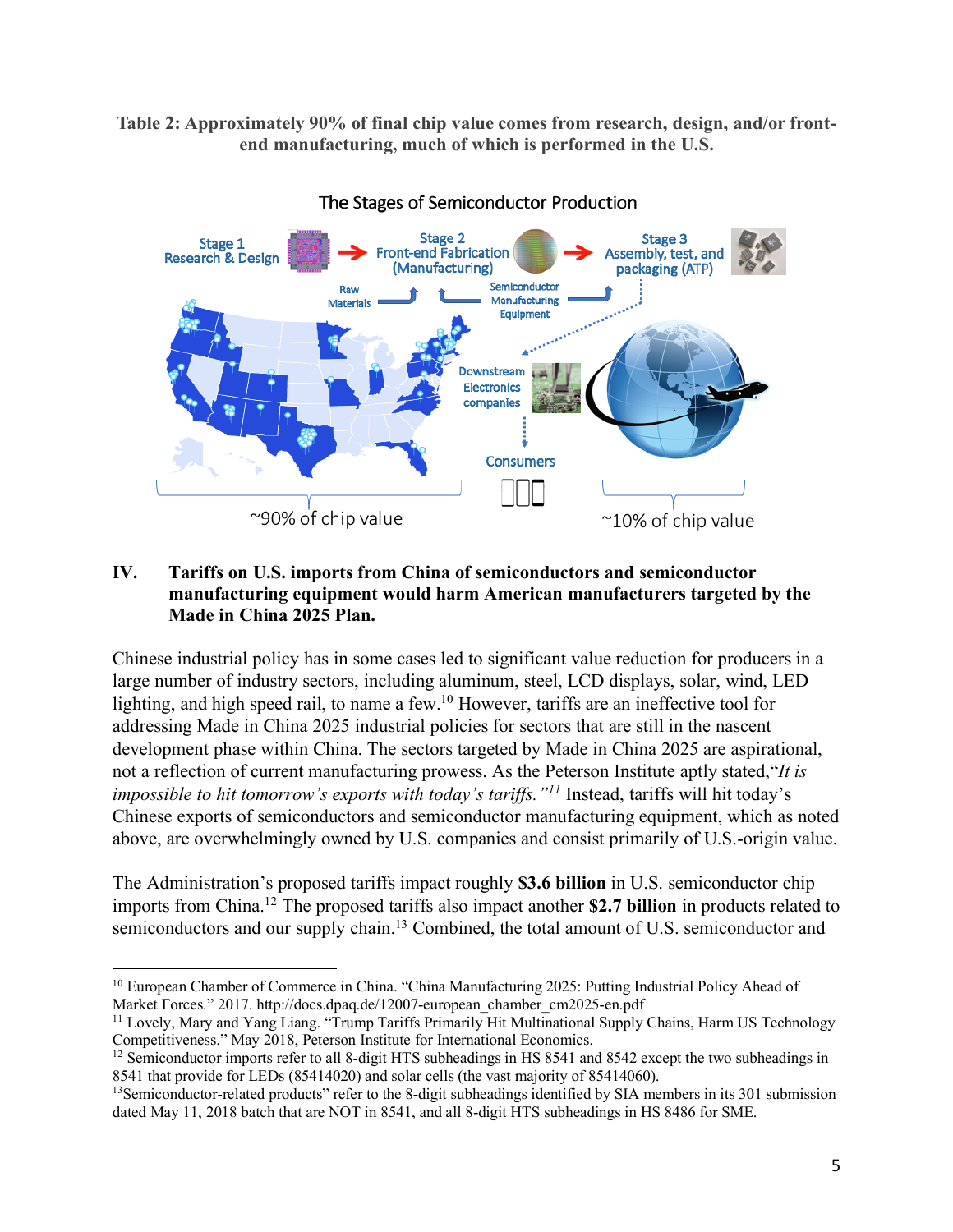**Table 2: Approximately 90% of final chip value comes from research, design, and/or front-end manufacturing, much of which is performed in the U.S.**

The Stages of Semiconductor Production

Stage 1 Research & Design → Stage 2 Front-end Fabrication (Manufacturing) → Stage 3 Assembly, test, and packaging (ATP)

Raw Materials

Semiconductor Manufacturing Equipment

Downstream Electronics companies

Consumers

~90% of chip value

~10% of chip value

## IV. Tariffs on U.S. imports from China of semiconductors and semiconductor manufacturing equipment would harm American manufacturers targeted by the Made in China 2025 Plan.

Chinese industrial policy has in some cases led to significant value reduction for producers in a large number of industry sectors, including aluminum, steel, LCD displays, solar, wind, LED lighting, and high speed rail, to name a few.[10] However, tariffs are an ineffective tool for addressing Made in China 2025 industrial policies for sectors that are still in the nascent development phase within China. The sectors targeted by Made in China 2025 are aspirational, not a reflection of current manufacturing prowess. As the Peterson Institute aptly stated,"*It is impossible to hit tomorrow's exports with today's tariffs.*"[11] Instead, tariffs will hit today's Chinese exports of semiconductors and semiconductor manufacturing equipment, which as noted above, are overwhelmingly owned by U.S. companies and consist primarily of U.S.-origin value.

The Administration's proposed tariffs impact roughly **$3.6 billion** in U.S. semiconductor chip imports from China.[12] The proposed tariffs also impact another **$2.7 billion** in products related to semiconductors and our supply chain.[13] Combined, the total amount of U.S. semiconductor and

---

[10] European Chamber of Commerce in China. "China Manufacturing 2025: Putting Industrial Policy Ahead of Market Forces." 2017. http://docs.dpaq.de/12007-european_chamber_cm2025-en.pdf

[11] Lovely, Mary and Yang Liang. "Trump Tariffs Primarily Hit Multinational Supply Chains, Harm US Technology Competitiveness." May 2018, Peterson Institute for International Economics.

[12] Semiconductor imports refer to all 8-digit HTS subheadings in HS 8541 and 8542 except the two subheadings in 8541 that provide for LEDs (85414020) and solar cells (the vast majority of 85414060).

[13] Semiconductor-related products" refer to the 8-digit subheadings identified by SIA members in its 301 submission dated May 11, 2018 batch that are NOT in 8541, and all 8-digit HTS subheadings in HS 8486 for SME.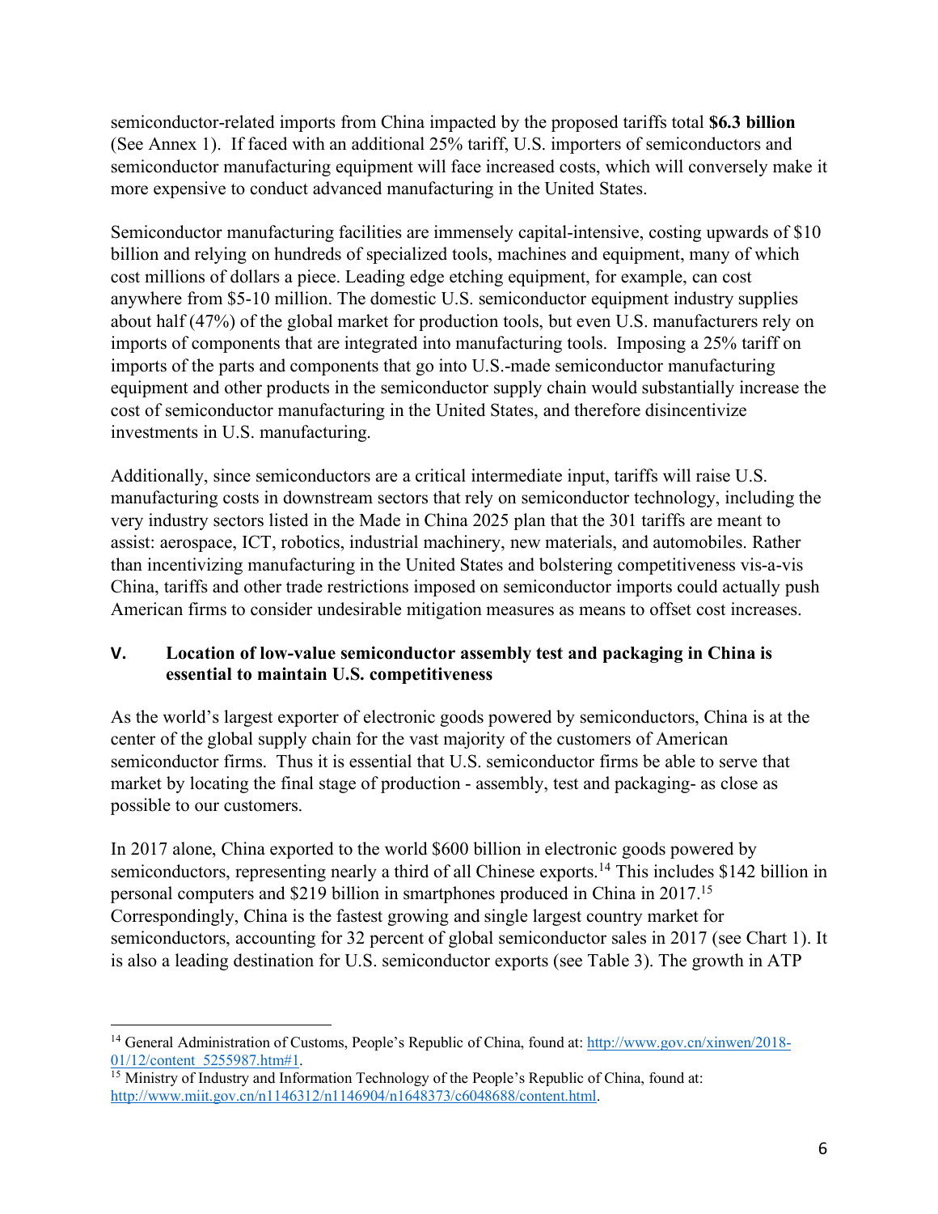semiconductor-related imports from China impacted by the proposed tariffs total **$6.3 billion** (See Annex 1). If faced with an additional 25% tariff, U.S. importers of semiconductors and semiconductor manufacturing equipment will face increased costs, which will conversely make it more expensive to conduct advanced manufacturing in the United States.

Semiconductor manufacturing facilities are immensely capital-intensive, costing upwards of $10 billion and relying on hundreds of specialized tools, machines and equipment, many of which cost millions of dollars a piece. Leading edge etching equipment, for example, can cost anywhere from $5-10 million. The domestic U.S. semiconductor equipment industry supplies about half (47%) of the global market for production tools, but even U.S. manufacturers rely on imports of components that are integrated into manufacturing tools. Imposing a 25% tariff on imports of the parts and components that go into U.S.-made semiconductor manufacturing equipment and other products in the semiconductor supply chain would substantially increase the cost of semiconductor manufacturing in the United States, and therefore disincentivize investments in U.S. manufacturing.

Additionally, since semiconductors are a critical intermediate input, tariffs will raise U.S. manufacturing costs in downstream sectors that rely on semiconductor technology, including the very industry sectors listed in the Made in China 2025 plan that the 301 tariffs are meant to assist: aerospace, ICT, robotics, industrial machinery, new materials, and automobiles. Rather than incentivizing manufacturing in the United States and bolstering competitiveness vis-a-vis China, tariffs and other trade restrictions imposed on semiconductor imports could actually push American firms to consider undesirable mitigation measures as means to offset cost increases.

## V. Location of low-value semiconductor assembly test and packaging in China is essential to maintain U.S. competitiveness

As the world's largest exporter of electronic goods powered by semiconductors, China is at the center of the global supply chain for the vast majority of the customers of American semiconductor firms. Thus it is essential that U.S. semiconductor firms be able to serve that market by locating the final stage of production - assembly, test and packaging- as close as possible to our customers.

In 2017 alone, China exported to the world $600 billion in electronic goods powered by semiconductors, representing nearly a third of all Chinese exports.[14] This includes $142 billion in personal computers and $219 billion in smartphones produced in China in 2017.[15] Correspondingly, China is the fastest growing and single largest country market for semiconductors, accounting for 32 percent of global semiconductor sales in 2017 (see Chart 1). It is also a leading destination for U.S. semiconductor exports (see Table 3). The growth in ATP

[14] General Administration of Customs, People's Republic of China, found at: http://www.gov.cn/xinwen/2018-01/12/content_5255987.htm#1.

[15] Ministry of Industry and Information Technology of the People's Republic of China, found at: http://www.miit.gov.cn/n1146312/n1146904/n1648373/c6048688/content.html.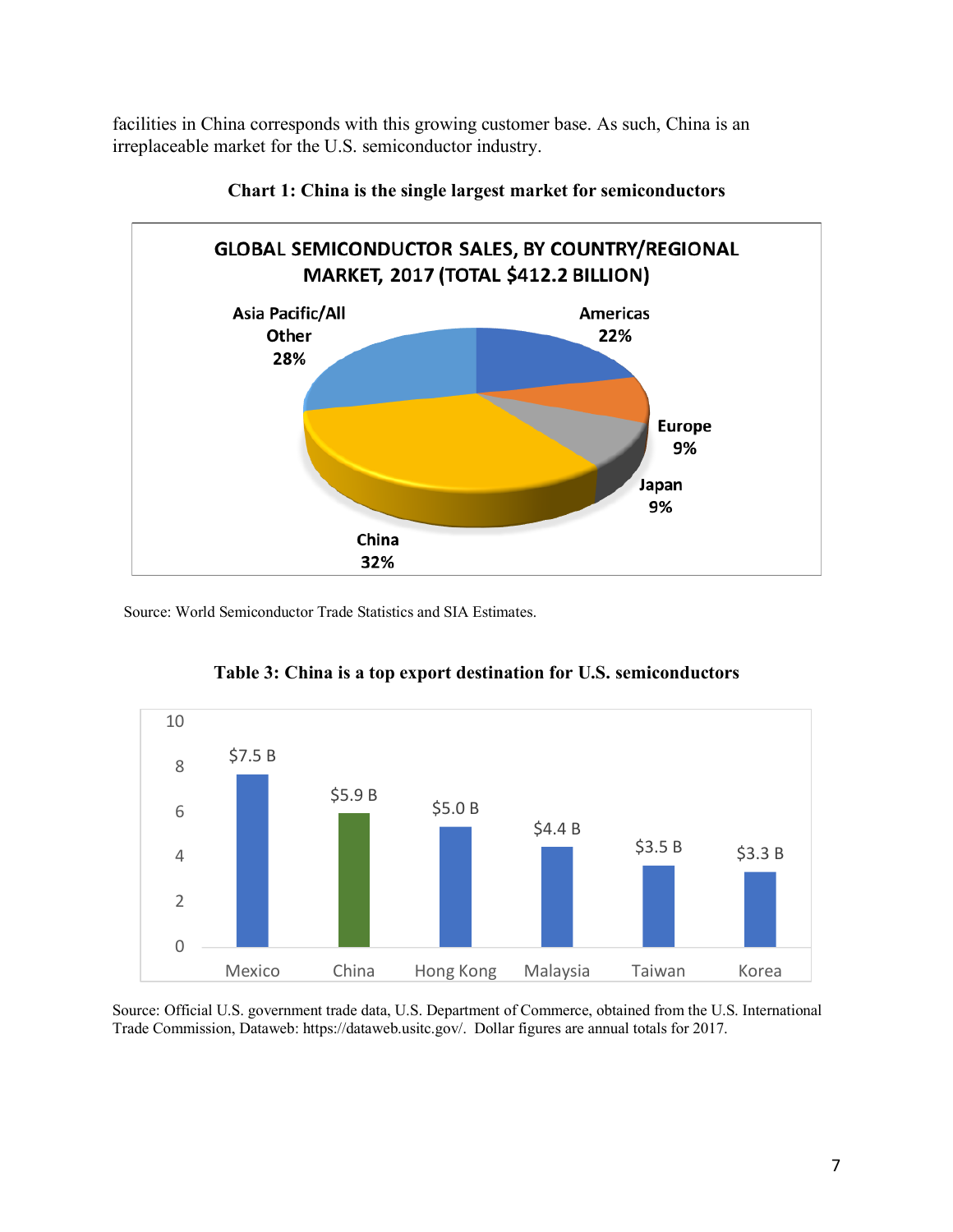facilities in China corresponds with this growing customer base. As such, China is an irreplaceable market for the U.S. semiconductor industry.

**Chart 1: China is the single largest market for semiconductors**

**GLOBAL SEMICONDUCTOR SALES, BY COUNTRY/REGIONAL MARKET, 2017 (TOTAL $412.2 BILLION)**

| Market | Share |
|---|---|
| Americas | 22% |
| Europe | 9% |
| Japan | 9% |
| China | 32% |
| Asia Pacific/All Other | 28% |

Source: World Semiconductor Trade Statistics and SIA Estimates.

**Table 3: China is a top export destination for U.S. semiconductors**

| Country | Value |
|---|---|
| Mexico | $7.5 B |
| China | $5.9 B |
| Hong Kong | $5.0 B |
| Malaysia | $4.4 B |
| Taiwan | $3.5 B |
| Korea | $3.3 B |

Source: Official U.S. government trade data, U.S. Department of Commerce, obtained from the U.S. International Trade Commission, Dataweb: https://dataweb.usitc.gov/. Dollar figures are annual totals for 2017.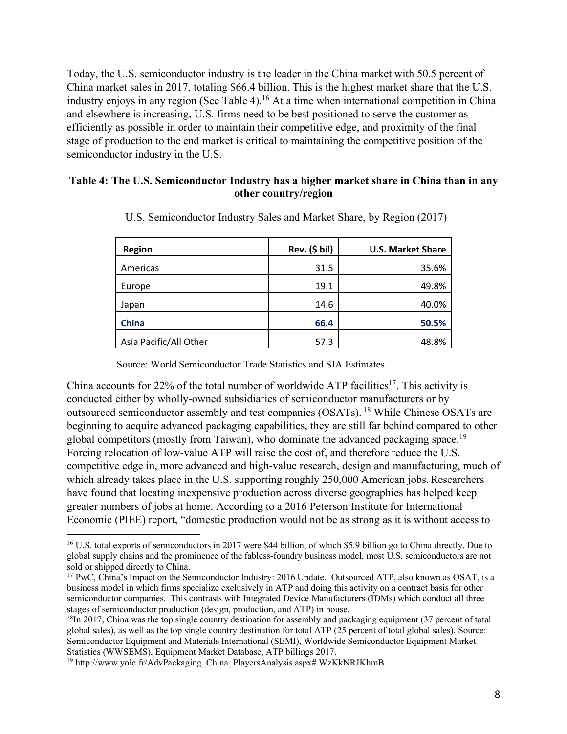Today, the U.S. semiconductor industry is the leader in the China market with 50.5 percent of China market sales in 2017, totaling $66.4 billion. This is the highest market share that the U.S. industry enjoys in any region (See Table 4).[16] At a time when international competition in China and elsewhere is increasing, U.S. firms need to be best positioned to serve the customer as efficiently as possible in order to maintain their competitive edge, and proximity of the final stage of production to the end market is critical to maintaining the competitive position of the semiconductor industry in the U.S.

**Table 4: The U.S. Semiconductor Industry has a higher market share in China than in any other country/region**

U.S. Semiconductor Industry Sales and Market Share, by Region (2017)

| Region | Rev. ($ bil) | U.S. Market Share |
|---|---|---|
| Americas | 31.5 | 35.6% |
| Europe | 19.1 | 49.8% |
| Japan | 14.6 | 40.0% |
| **China** | **66.4** | **50.5%** |
| Asia Pacific/All Other | 57.3 | 48.8% |

Source: World Semiconductor Trade Statistics and SIA Estimates.

China accounts for 22% of the total number of worldwide ATP facilities[17]. This activity is conducted either by wholly-owned subsidiaries of semiconductor manufacturers or by outsourced semiconductor assembly and test companies (OSATs). [18] While Chinese OSATs are beginning to acquire advanced packaging capabilities, they are still far behind compared to other global competitors (mostly from Taiwan), who dominate the advanced packaging space.[19] Forcing relocation of low-value ATP will raise the cost of, and therefore reduce the U.S. competitive edge in, more advanced and high-value research, design and manufacturing, much of which already takes place in the U.S. supporting roughly 250,000 American jobs. Researchers have found that locating inexpensive production across diverse geographies has helped keep greater numbers of jobs at home. According to a 2016 Peterson Institute for International Economic (PIEE) report, "domestic production would not be as strong as it is without access to

[16] U.S. total exports of semiconductors in 2017 were $44 billion, of which $5.9 billion go to China directly. Due to global supply chains and the prominence of the fabless-foundry business model, most U.S. semiconductors are not sold or shipped directly to China.

[17] PwC, China's Impact on the Semiconductor Industry: 2016 Update. Outsourced ATP, also known as OSAT, is a business model in which firms specialize exclusively in ATP and doing this activity on a contract basis for other semiconductor companies. This contrasts with Integrated Device Manufacturers (IDMs) which conduct all three stages of semiconductor production (design, production, and ATP) in house.

[18] In 2017, China was the top single country destination for assembly and packaging equipment (37 percent of total global sales), as well as the top single country destination for total ATP (25 percent of total global sales). Source: Semiconductor Equipment and Materials International (SEMI), Worldwide Semiconductor Equipment Market Statistics (WWSEMS), Equipment Market Database, ATP billings 2017.

[19] http://www.yole.fr/AdvPackaging_China_PlayersAnalysis.aspx#.WzKkNRJKhmB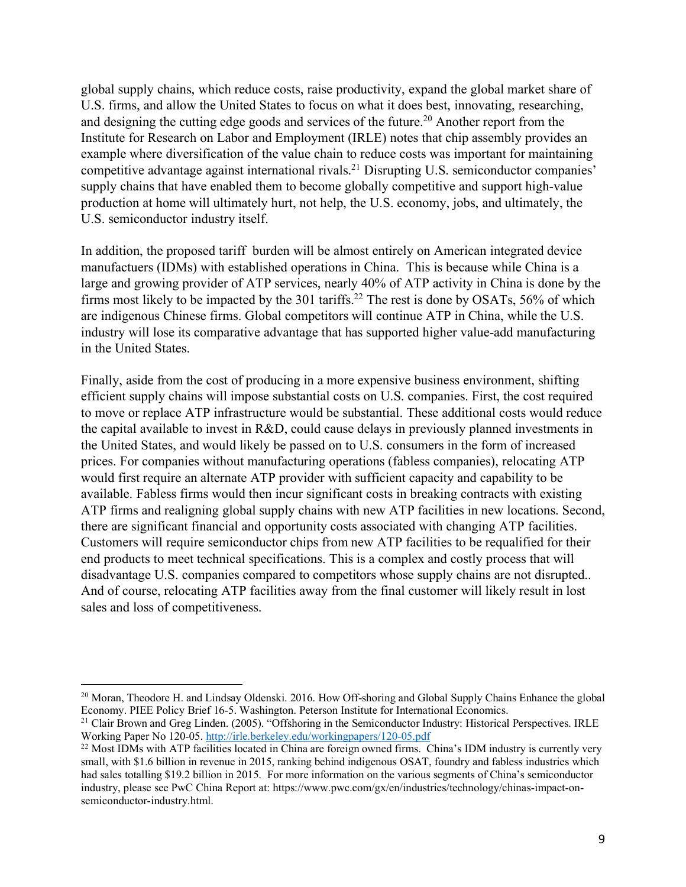global supply chains, which reduce costs, raise productivity, expand the global market share of U.S. firms, and allow the United States to focus on what it does best, innovating, researching, and designing the cutting edge goods and services of the future.[20] Another report from the Institute for Research on Labor and Employment (IRLE) notes that chip assembly provides an example where diversification of the value chain to reduce costs was important for maintaining competitive advantage against international rivals.[21] Disrupting U.S. semiconductor companies' supply chains that have enabled them to become globally competitive and support high-value production at home will ultimately hurt, not help, the U.S. economy, jobs, and ultimately, the U.S. semiconductor industry itself.

In addition, the proposed tariff burden will be almost entirely on American integrated device manufactuers (IDMs) with established operations in China. This is because while China is a large and growing provider of ATP services, nearly 40% of ATP activity in China is done by the firms most likely to be impacted by the 301 tariffs.[22] The rest is done by OSATs, 56% of which are indigenous Chinese firms. Global competitors will continue ATP in China, while the U.S. industry will lose its comparative advantage that has supported higher value-add manufacturing in the United States.

Finally, aside from the cost of producing in a more expensive business environment, shifting efficient supply chains will impose substantial costs on U.S. companies. First, the cost required to move or replace ATP infrastructure would be substantial. These additional costs would reduce the capital available to invest in R&D, could cause delays in previously planned investments in the United States, and would likely be passed on to U.S. consumers in the form of increased prices. For companies without manufacturing operations (fabless companies), relocating ATP would first require an alternate ATP provider with sufficient capacity and capability to be available. Fabless firms would then incur significant costs in breaking contracts with existing ATP firms and realigning global supply chains with new ATP facilities in new locations. Second, there are significant financial and opportunity costs associated with changing ATP facilities. Customers will require semiconductor chips from new ATP facilities to be requalified for their end products to meet technical specifications. This is a complex and costly process that will disadvantage U.S. companies compared to competitors whose supply chains are not disrupted.. And of course, relocating ATP facilities away from the final customer will likely result in lost sales and loss of competitiveness.

---

[20] Moran, Theodore H. and Lindsay Oldenski. 2016. How Off-shoring and Global Supply Chains Enhance the global Economy. PIEE Policy Brief 16-5. Washington. Peterson Institute for International Economics.

[21] Clair Brown and Greg Linden. (2005). "Offshoring in the Semiconductor Industry: Historical Perspectives. IRLE Working Paper No 120-05. http://irle.berkeley.edu/workingpapers/120-05.pdf

[22] Most IDMs with ATP facilities located in China are foreign owned firms. China's IDM industry is currently very small, with $1.6 billion in revenue in 2015, ranking behind indigenous OSAT, foundry and fabless industries which had sales totalling $19.2 billion in 2015. For more information on the various segments of China's semiconductor industry, please see PwC China Report at: https://www.pwc.com/gx/en/industries/technology/chinas-impact-on-semiconductor-industry.html.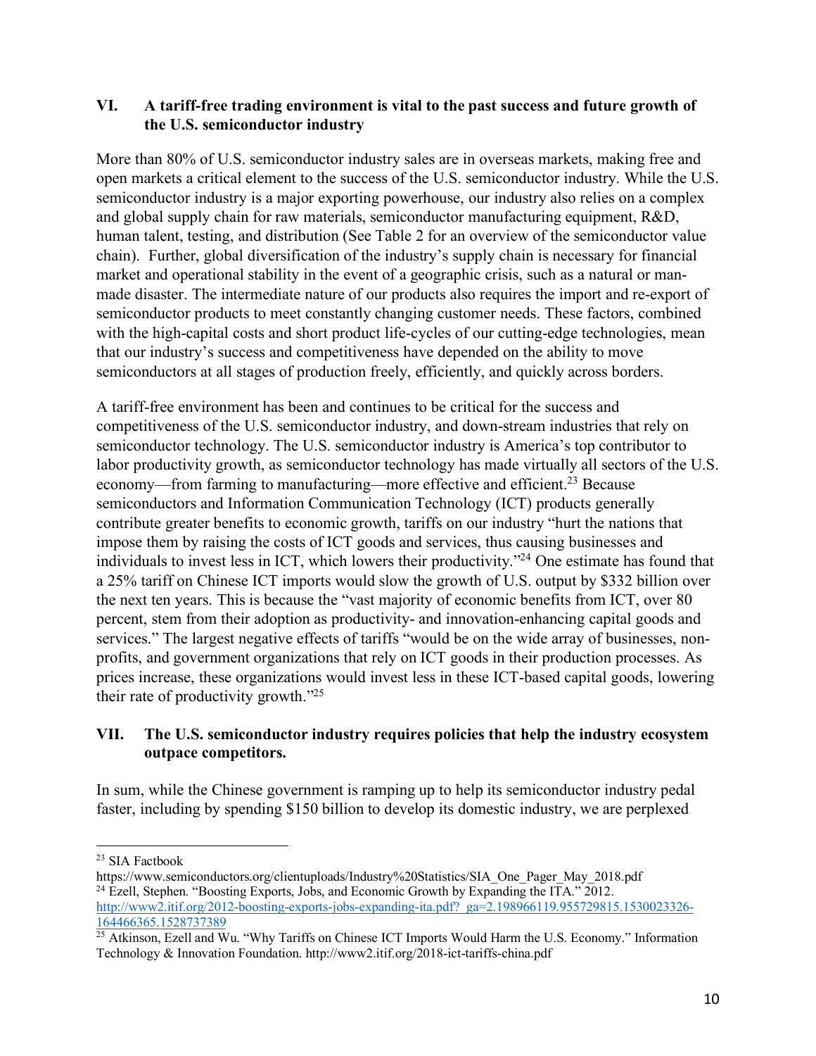## VI. A tariff-free trading environment is vital to the past success and future growth of the U.S. semiconductor industry

More than 80% of U.S. semiconductor industry sales are in overseas markets, making free and open markets a critical element to the success of the U.S. semiconductor industry. While the U.S. semiconductor industry is a major exporting powerhouse, our industry also relies on a complex and global supply chain for raw materials, semiconductor manufacturing equipment, R&D, human talent, testing, and distribution (See Table 2 for an overview of the semiconductor value chain). Further, global diversification of the industry's supply chain is necessary for financial market and operational stability in the event of a geographic crisis, such as a natural or man-made disaster. The intermediate nature of our products also requires the import and re-export of semiconductor products to meet constantly changing customer needs. These factors, combined with the high-capital costs and short product life-cycles of our cutting-edge technologies, mean that our industry's success and competitiveness have depended on the ability to move semiconductors at all stages of production freely, efficiently, and quickly across borders.

A tariff-free environment has been and continues to be critical for the success and competitiveness of the U.S. semiconductor industry, and down-stream industries that rely on semiconductor technology. The U.S. semiconductor industry is America's top contributor to labor productivity growth, as semiconductor technology has made virtually all sectors of the U.S. economy—from farming to manufacturing—more effective and efficient.[23] Because semiconductors and Information Communication Technology (ICT) products generally contribute greater benefits to economic growth, tariffs on our industry "hurt the nations that impose them by raising the costs of ICT goods and services, thus causing businesses and individuals to invest less in ICT, which lowers their productivity."[24] One estimate has found that a 25% tariff on Chinese ICT imports would slow the growth of U.S. output by $332 billion over the next ten years. This is because the "vast majority of economic benefits from ICT, over 80 percent, stem from their adoption as productivity- and innovation-enhancing capital goods and services." The largest negative effects of tariffs "would be on the wide array of businesses, non-profits, and government organizations that rely on ICT goods in their production processes. As prices increase, these organizations would invest less in these ICT-based capital goods, lowering their rate of productivity growth."[25]

## VII. The U.S. semiconductor industry requires policies that help the industry ecosystem outpace competitors.

In sum, while the Chinese government is ramping up to help its semiconductor industry pedal faster, including by spending $150 billion to develop its domestic industry, we are perplexed

---

[23] SIA Factbook https://www.semiconductors.org/clientuploads/Industry%20Statistics/SIA_One_Pager_May_2018.pdf

[24] Ezell, Stephen. "Boosting Exports, Jobs, and Economic Growth by Expanding the ITA." 2012. http://www2.itif.org/2012-boosting-exports-jobs-expanding-ita.pdf?_ga=2.198966119.955729815.1530023326-164466365.1528737389

[25] Atkinson, Ezell and Wu. "Why Tariffs on Chinese ICT Imports Would Harm the U.S. Economy." Information Technology & Innovation Foundation. http://www2.itif.org/2018-ict-tariffs-china.pdf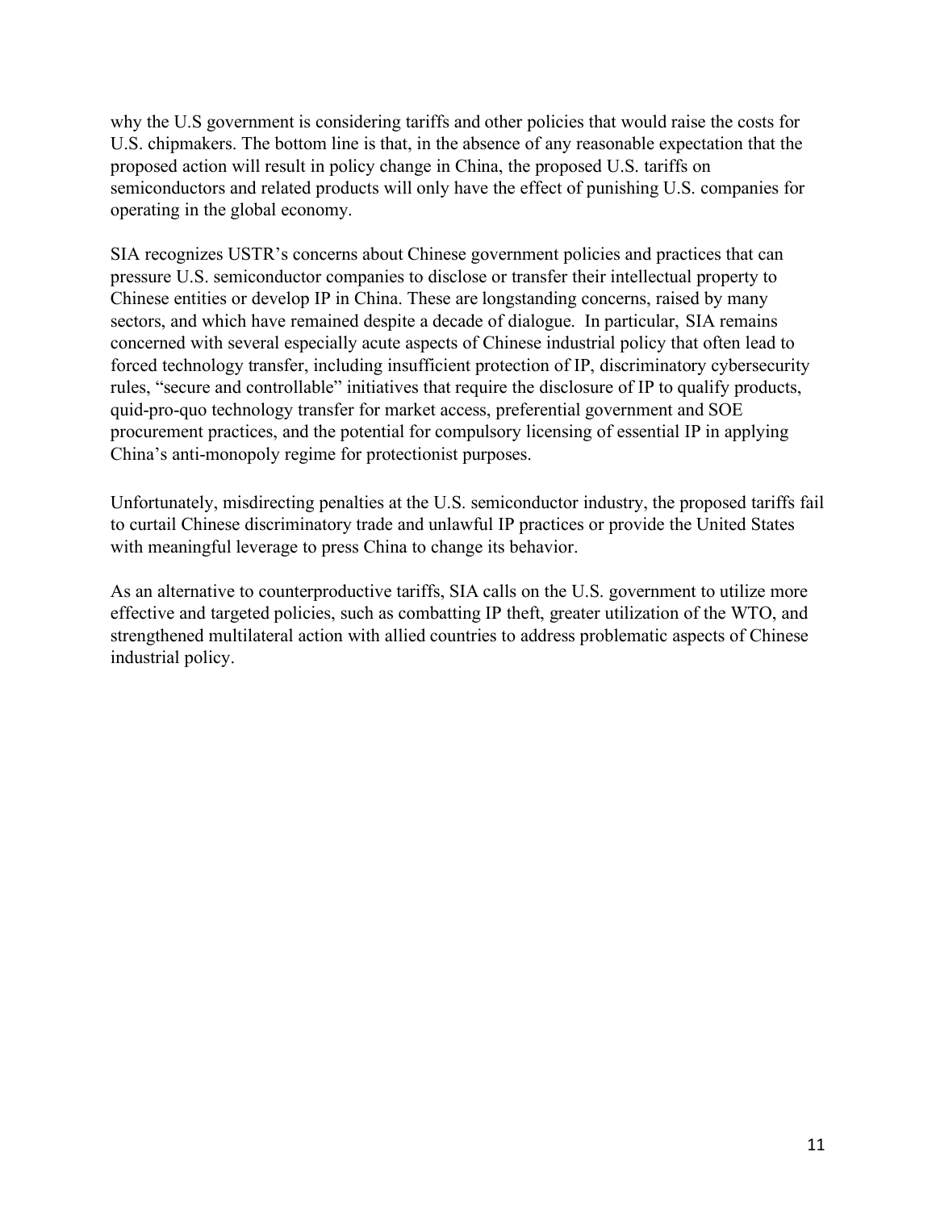why the U.S government is considering tariffs and other policies that would raise the costs for U.S. chipmakers. The bottom line is that, in the absence of any reasonable expectation that the proposed action will result in policy change in China, the proposed U.S. tariffs on semiconductors and related products will only have the effect of punishing U.S. companies for operating in the global economy.

SIA recognizes USTR's concerns about Chinese government policies and practices that can pressure U.S. semiconductor companies to disclose or transfer their intellectual property to Chinese entities or develop IP in China. These are longstanding concerns, raised by many sectors, and which have remained despite a decade of dialogue. In particular, SIA remains concerned with several especially acute aspects of Chinese industrial policy that often lead to forced technology transfer, including insufficient protection of IP, discriminatory cybersecurity rules, "secure and controllable" initiatives that require the disclosure of IP to qualify products, quid-pro-quo technology transfer for market access, preferential government and SOE procurement practices, and the potential for compulsory licensing of essential IP in applying China's anti-monopoly regime for protectionist purposes.

Unfortunately, misdirecting penalties at the U.S. semiconductor industry, the proposed tariffs fail to curtail Chinese discriminatory trade and unlawful IP practices or provide the United States with meaningful leverage to press China to change its behavior.

As an alternative to counterproductive tariffs, SIA calls on the U.S. government to utilize more effective and targeted policies, such as combatting IP theft, greater utilization of the WTO, and strengthened multilateral action with allied countries to address problematic aspects of Chinese industrial policy.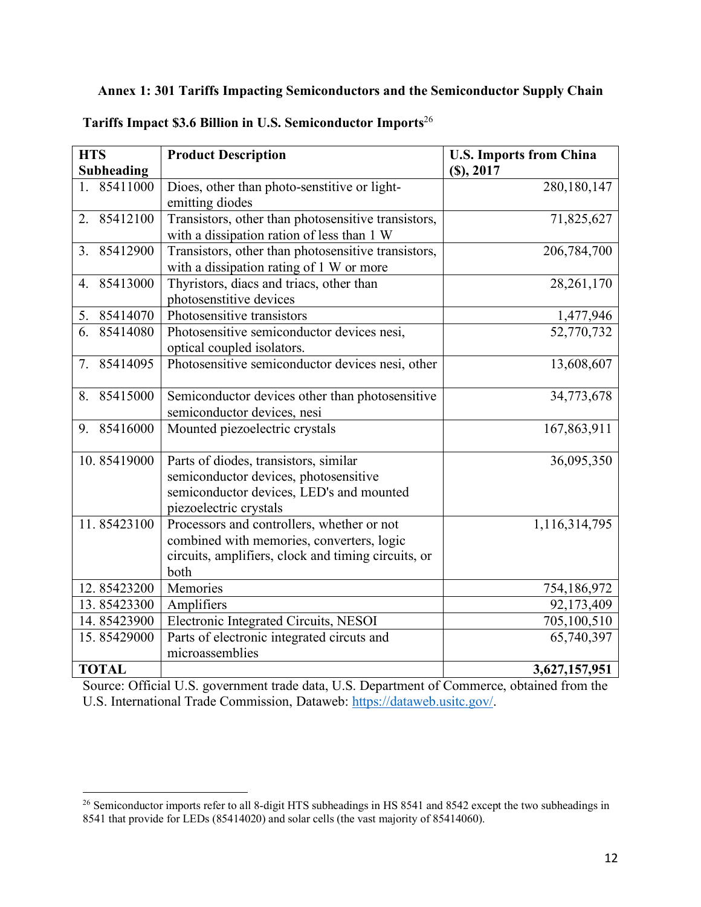**Annex 1: 301 Tariffs Impacting Semiconductors and the Semiconductor Supply Chain**

**Tariffs Impact $3.6 Billion in U.S. Semiconductor Imports**[26]

| HTS Subheading | Product Description | U.S. Imports from China ($), 2017 |
|---|---|---|
| 1. 85411000 | Dioes, other than photo-senstitive or light-emitting diodes | 280,180,147 |
| 2. 85412100 | Transistors, other than photosensitive transistors, with a dissipation ration of less than 1 W | 71,825,627 |
| 3. 85412900 | Transistors, other than photosensitive transistors, with a dissipation rating of 1 W or more | 206,784,700 |
| 4. 85413000 | Thyristors, diacs and triacs, other than photosenstitive devices | 28,261,170 |
| 5. 85414070 | Photosensitive transistors | 1,477,946 |
| 6. 85414080 | Photosensitive semiconductor devices nesi, optical coupled isolators. | 52,770,732 |
| 7. 85414095 | Photosensitive semiconductor devices nesi, other | 13,608,607 |
| 8. 85415000 | Semiconductor devices other than photosensitive semiconductor devices, nesi | 34,773,678 |
| 9. 85416000 | Mounted piezoelectric crystals | 167,863,911 |
| 10. 85419000 | Parts of diodes, transistors, similar semiconductor devices, photosensitive semiconductor devices, LED's and mounted piezoelectric crystals | 36,095,350 |
| 11. 85423100 | Processors and controllers, whether or not combined with memories, converters, logic circuits, amplifiers, clock and timing circuits, or both | 1,116,314,795 |
| 12. 85423200 | Memories | 754,186,972 |
| 13. 85423300 | Amplifiers | 92,173,409 |
| 14. 85423900 | Electronic Integrated Circuits, NESOI | 705,100,510 |
| 15. 85429000 | Parts of electronic integrated circuts and microassemblies | 65,740,397 |
| **TOTAL** | | **3,627,157,951** |

Source: Official U.S. government trade data, U.S. Department of Commerce, obtained from the U.S. International Trade Commission, Dataweb: https://dataweb.usitc.gov/.

[26] Semiconductor imports refer to all 8-digit HTS subheadings in HS 8541 and 8542 except the two subheadings in 8541 that provide for LEDs (85414020) and solar cells (the vast majority of 85414060).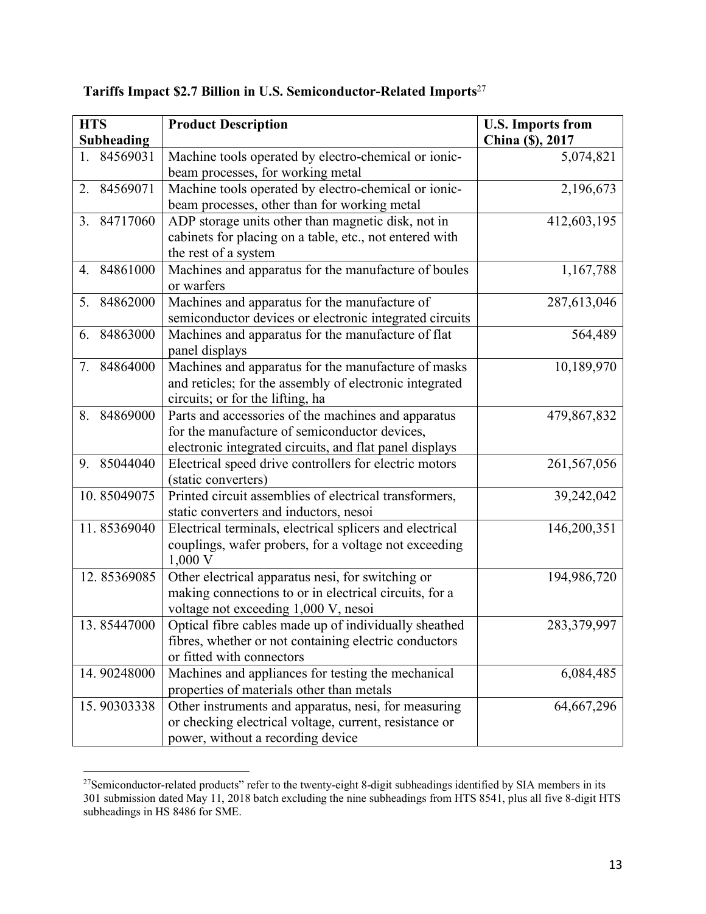**Tariffs Impact $2.7 Billion in U.S. Semiconductor-Related Imports**[27]

| HTS Subheading | Product Description | U.S. Imports from China ($), 2017 |
| --- | --- | --- |
| 1. 84569031 | Machine tools operated by electro-chemical or ionic-beam processes, for working metal | 5,074,821 |
| 2. 84569071 | Machine tools operated by electro-chemical or ionic-beam processes, other than for working metal | 2,196,673 |
| 3. 84717060 | ADP storage units other than magnetic disk, not in cabinets for placing on a table, etc., not entered with the rest of a system | 412,603,195 |
| 4. 84861000 | Machines and apparatus for the manufacture of boules or warfers | 1,167,788 |
| 5. 84862000 | Machines and apparatus for the manufacture of semiconductor devices or electronic integrated circuits | 287,613,046 |
| 6. 84863000 | Machines and apparatus for the manufacture of flat panel displays | 564,489 |
| 7. 84864000 | Machines and apparatus for the manufacture of masks and reticles; for the assembly of electronic integrated circuits; or for the lifting, ha | 10,189,970 |
| 8. 84869000 | Parts and accessories of the machines and apparatus for the manufacture of semiconductor devices, electronic integrated circuits, and flat panel displays | 479,867,832 |
| 9. 85044040 | Electrical speed drive controllers for electric motors (static converters) | 261,567,056 |
| 10. 85049075 | Printed circuit assemblies of electrical transformers, static converters and inductors, nesoi | 39,242,042 |
| 11. 85369040 | Electrical terminals, electrical splicers and electrical couplings, wafer probers, for a voltage not exceeding 1,000 V | 146,200,351 |
| 12. 85369085 | Other electrical apparatus nesi, for switching or making connections to or in electrical circuits, for a voltage not exceeding 1,000 V, nesoi | 194,986,720 |
| 13. 85447000 | Optical fibre cables made up of individually sheathed fibres, whether or not containing electric conductors or fitted with connectors | 283,379,997 |
| 14. 90248000 | Machines and appliances for testing the mechanical properties of materials other than metals | 6,084,485 |
| 15. 90303338 | Other instruments and apparatus, nesi, for measuring or checking electrical voltage, current, resistance or power, without a recording device | 64,667,296 |

[27] Semiconductor-related products" refer to the twenty-eight 8-digit subheadings identified by SIA members in its 301 submission dated May 11, 2018 batch excluding the nine subheadings from HTS 8541, plus all five 8-digit HTS subheadings in HS 8486 for SME.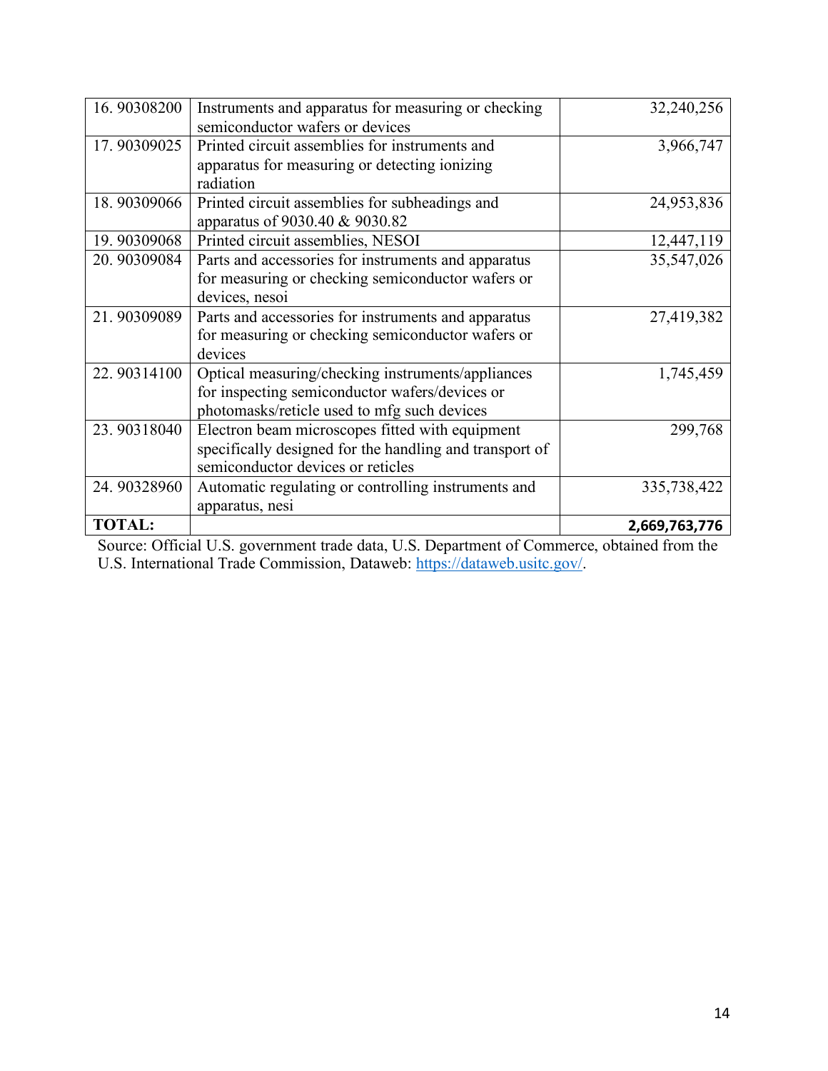| | | |
|---|---|---|
| 16. 90308200 | Instruments and apparatus for measuring or checking semiconductor wafers or devices | 32,240,256 |
| 17. 90309025 | Printed circuit assemblies for instruments and apparatus for measuring or detecting ionizing radiation | 3,966,747 |
| 18. 90309066 | Printed circuit assemblies for subheadings and apparatus of 9030.40 & 9030.82 | 24,953,836 |
| 19. 90309068 | Printed circuit assemblies, NESOI | 12,447,119 |
| 20. 90309084 | Parts and accessories for instruments and apparatus for measuring or checking semiconductor wafers or devices, nesoi | 35,547,026 |
| 21. 90309089 | Parts and accessories for instruments and apparatus for measuring or checking semiconductor wafers or devices | 27,419,382 |
| 22. 90314100 | Optical measuring/checking instruments/appliances for inspecting semiconductor wafers/devices or photomasks/reticle used to mfg such devices | 1,745,459 |
| 23. 90318040 | Electron beam microscopes fitted with equipment specifically designed for the handling and transport of semiconductor devices or reticles | 299,768 |
| 24. 90328960 | Automatic regulating or controlling instruments and apparatus, nesi | 335,738,422 |
| **TOTAL:** | | **2,669,763,776** |

Source: Official U.S. government trade data, U.S. Department of Commerce, obtained from the U.S. International Trade Commission, Dataweb: https://dataweb.usitc.gov/.